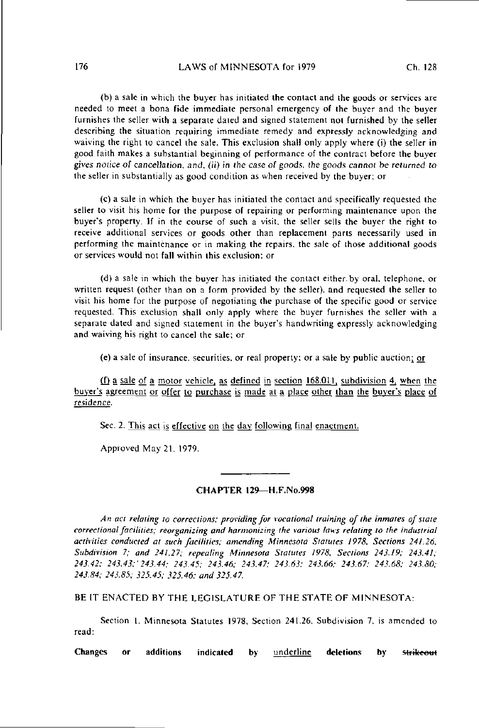(b) a sale in which the buyer has initiated the contact and the goods or services are needed to meet a bona fide immediate personal emergency of the buyer and the buyer furnishes the seller with a separate dated and signed statement not furnished by the seller describing the situation requiring immediate remedy and expressly acknowledging and waiving the right to cancel the sale. This exclusion shall only apply where (i) the seller in good faith makes a substantial beginning of performance of the contract before the buyer gives notice of cancellation, and, (ii) in the case of goods, the goods cannot be returned to the seller in substantially as good condition as when received by the buyer; or

(c) a sale in which the buyer has initiated the contact and specifically requested the seller to visit his home for the purpose of repairing or performing maintenance upon the buyer's property. If in the course of such a visit, the seller sells the buyer the right to receive additional services or goods other than replacement parts necessarily used in performing the maintenance or in making the repairs, the sale of those additional goods or services would not fall within this exclusion; or

(d) a sale in which the buyer has initiated the contact either by oral, telephone, or written request (other than on a form provided by the seller), and requested the seller to visit his home for the purpose of negotiating the purchase of the specific good or service requested. This exclusion shall only apply where the buyer furnishes the seller with a separate dated and signed statement in the buyer's handwriting expressly acknowledging and waiving his right to cancel the sale; or

(e) a sale of insurance, securities, or real property; or a sale by public auction; or

(f) a sale of a motor vehicle, as defined in section 168.011, subdivision 4, when the buyer's agreement or offer to purchase is made at a place other than the buyer's place of residence.

Sec. 2. This act is effective on the day following final enactment.

Approved May 21, 1979.

## CHAPTER 129—H.F.No.998

*An act relating to corrections; providing for vocational training of the inmates of state correctional facilities; reorganizing and harmonizing the various laws relating to the industrial activities conducted at such facilities; amending Minnesota Statutes 1978, Sections 241.26, Subdivision 7; and 241.27; repealing Minnesota Statutes 1978, Sections 243.19; 243.41; 243.42; 243.43; 243.44; 243.45; 243.46; 243.47; 243.63; 243.66; 243.67; 243.68; 243.80; 243.84; 243.85; 325.45; 325.46; and 325.47.*

BE IT ENACTED BY THE LEGISLATURE OF THE STATE OF MINNESOTA:

Section 1. Minnesota Statutes 1978, Section 241.26, Subdivision 7, is amended to read:

**Changes or additions indicated by** underline **deletions by** ~~strikeout~~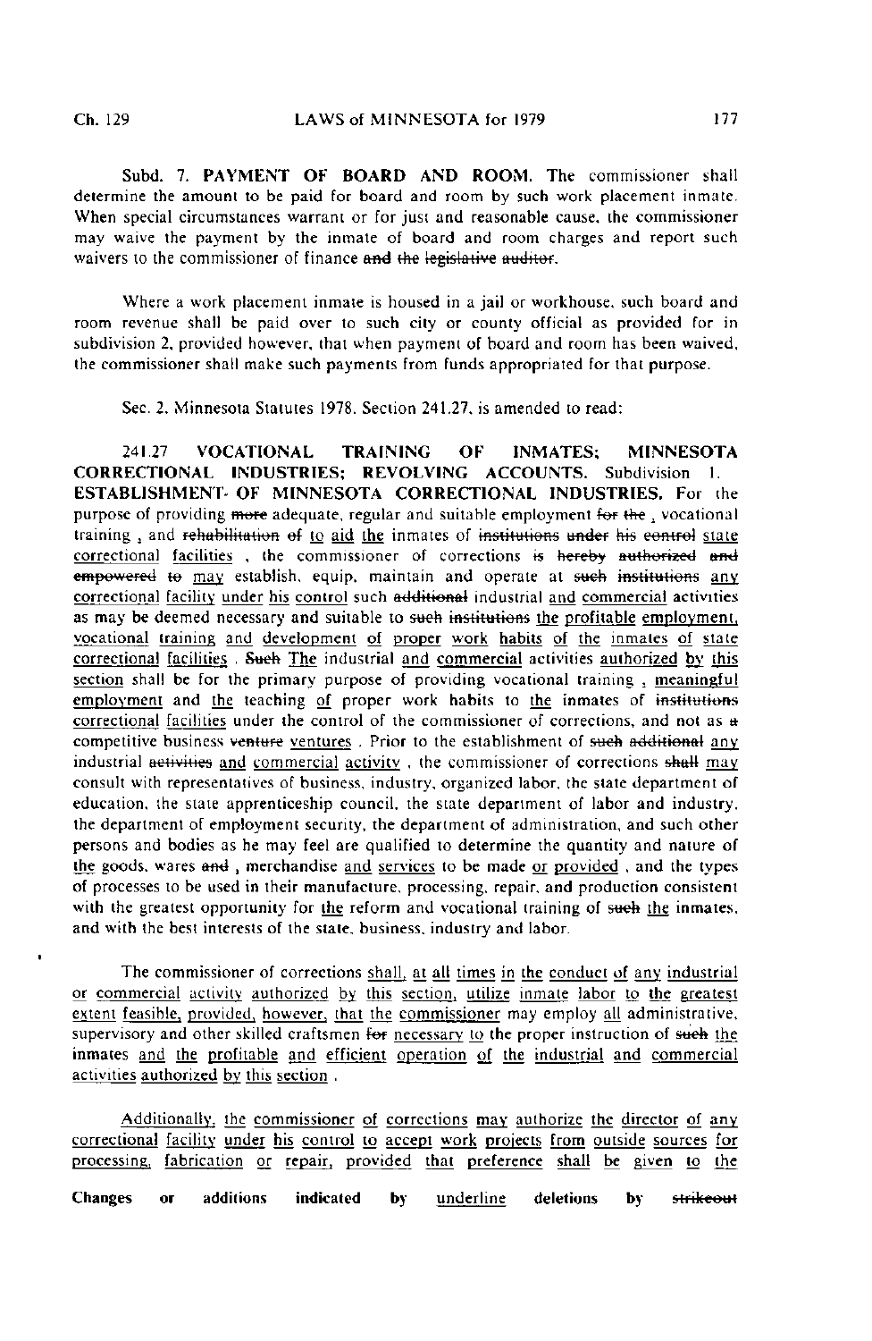Subd. 7. **PAYMENT OF BOARD AND ROOM.** The commissioner shall determine the amount to be paid for board and room by such work placement inmate. When special circumstances warrant or for just and reasonable cause, the commissioner may waive the payment by the inmate of board and room charges and report such waivers to the commissioner of finance ~~and the legislative auditor~~.

Where a work placement inmate is housed in a jail or workhouse, such board and room revenue shall be paid over to such city or county official as provided for in subdivision 2, provided however, that when payment of board and room has been waived, the commissioner shall make such payments from funds appropriated for that purpose.

Sec. 2. Minnesota Statutes 1978, Section 241.27, is amended to read:

241.27 **VOCATIONAL TRAINING OF INMATES; MINNESOTA CORRECTIONAL INDUSTRIES; REVOLVING ACCOUNTS.** Subdivision 1. **ESTABLISHMENT OF MINNESOTA CORRECTIONAL INDUSTRIES.** For the purpose of providing ~~more~~ adequate, regular and suitable employment ~~for the~~ <u>,</u> vocational training <u>,</u> and ~~rehabilitation of~~ <u>to aid the</u> inmates of ~~institutions under his control~~ <u>state correctional facilities</u> , the commissioner of corrections ~~is hereby authorized and empowered to~~ <u>may</u> establish, equip, maintain and operate at ~~such institutions~~ <u>any correctional facility under his control</u> such ~~additional~~ industrial <u>and commercial</u> activities as may be deemed necessary and suitable to ~~such institutions~~ <u>the profitable employment, vocational training and development of proper work habits of the inmates of state correctional facilities</u> . ~~Such~~ <u>The</u> industrial <u>and commercial</u> activities <u>authorized by this section</u> shall be for the primary purpose of providing vocational training <u>, meaningful employment</u> and <u>the</u> teaching <u>of</u> proper work habits to <u>the</u> inmates of ~~institutions~~ <u>correctional facilities</u> under the control of the commissioner of corrections, and not as ~~a~~ competitive business ~~venture~~ <u>ventures</u> . Prior to the establishment of ~~such additional~~ <u>any</u> industrial ~~activities~~ <u>and commercial activity</u> , the commissioner of corrections ~~shall~~ <u>may</u> consult with representatives of business, industry, organized labor, the state department of education, the state apprenticeship council, the state department of labor and industry, the department of employment security, the department of administration, and such other persons and bodies as he may feel are qualified to determine the quantity and nature of <u>the</u> goods, wares ~~and~~ <u>,</u> merchandise <u>and services</u> to be made <u>or provided</u> , and the types of processes to be used in their manufacture, processing, repair, and production consistent with the greatest opportunity for <u>the</u> reform and vocational training of ~~such~~ <u>the</u> inmates, and with the best interests of the state, business, industry and labor.

The commissioner of corrections <u>shall, at all times in the conduct of any industrial or commercial activity authorized by this section, utilize inmate labor to the greatest extent feasible, provided, however, that the commissioner</u> may employ <u>all</u> administrative, supervisory and other skilled craftsmen ~~for~~ <u>necessary to</u> the proper instruction of ~~such~~ <u>the</u> inmates <u>and the profitable and efficient operation of the industrial and commercial activities authorized by this section</u> .

<u>Additionally, the commissioner of corrections may authorize the director of any correctional facility under his control to accept work projects from outside sources for processing, fabrication or repair, provided that preference shall be given to the</u>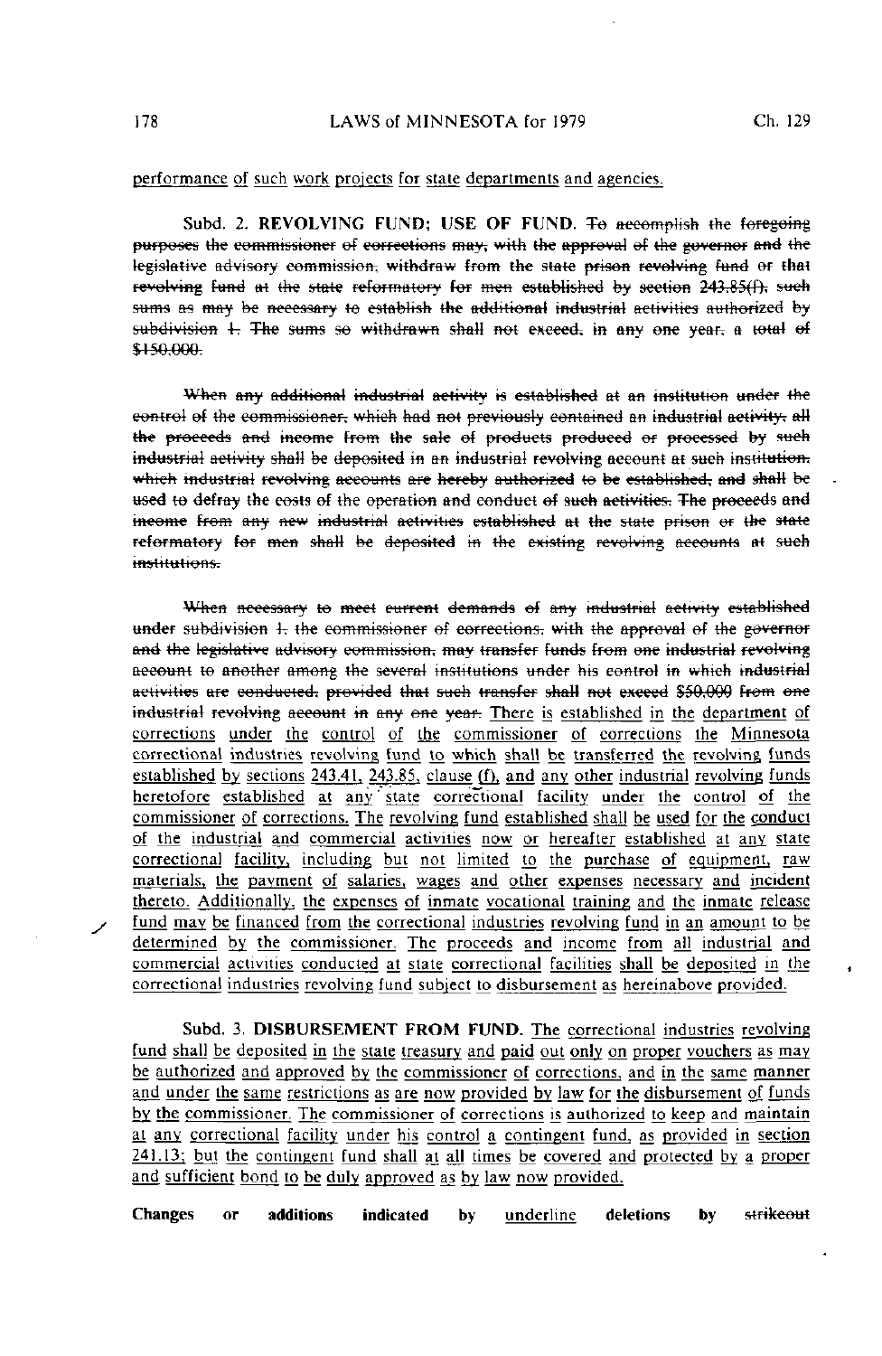performance of such work projects for state departments and agencies.

Subd. 2. **REVOLVING FUND; USE OF FUND.** ~~To accomplish the foregoing purposes the commissioner of corrections may, with the approval of the governor and the legislative advisory commission, withdraw from the state prison revolving fund or that revolving fund at the state reformatory for men established by section 243.85(f), such sums as may be necessary to establish the additional industrial activities authorized by subdivision 1. The sums so withdrawn shall not exceed, in any one year, a total of $150,000.~~

~~When any additional industrial activity is established at an institution under the control of the commissioner, which had not previously contained an industrial activity, all the proceeds and income from the sale of products produced or processed by such industrial activity shall be deposited in an industrial revolving account at such institution, which industrial revolving accounts are hereby authorized to be established, and shall be used to defray the costs of the operation and conduct of such activities. The proceeds and income from any new industrial activities established at the state prison or the state reformatory for men shall be deposited in the existing revolving accounts at such institutions.~~

~~When necessary to meet current demands of any industrial activity established under subdivision 1, the commissioner of corrections, with the approval of the governor and the legislative advisory commission, may transfer funds from one industrial revolving account to another among the several institutions under his control in which industrial activities are conducted, provided that such transfer shall not exceed $50,000 from one industrial revolving account in any one year.~~ There is established in the department of corrections under the control of the commissioner of corrections the Minnesota correctional industries revolving fund to which shall be transferred the revolving funds established by sections 243.41, 243.85, clause (f), and any other industrial revolving funds heretofore established at any state correctional facility under the control of the commissioner of corrections. The revolving fund established shall be used for the conduct of the industrial and commercial activities now or hereafter established at any state correctional facility, including but not limited to the purchase of equipment, raw materials, the payment of salaries, wages and other expenses necessary and incident thereto. Additionally, the expenses of inmate vocational training and the inmate release fund may be financed from the correctional industries revolving fund in an amount to be determined by the commissioner. The proceeds and income from all industrial and commercial activities conducted at state correctional facilities shall be deposited in the correctional industries revolving fund subject to disbursement as hereinabove provided.

Subd. 3. **DISBURSEMENT FROM FUND.** The correctional industries revolving fund shall be deposited in the state treasury and paid out only on proper vouchers as may be authorized and approved by the commissioner of corrections, and in the same manner and under the same restrictions as are now provided by law for the disbursement of funds by the commissioner. The commissioner of corrections is authorized to keep and maintain at any correctional facility under his control a contingent fund, as provided in section 241.13; but the contingent fund shall at all times be covered and protected by a proper and sufficient bond to be duly approved as by law now provided.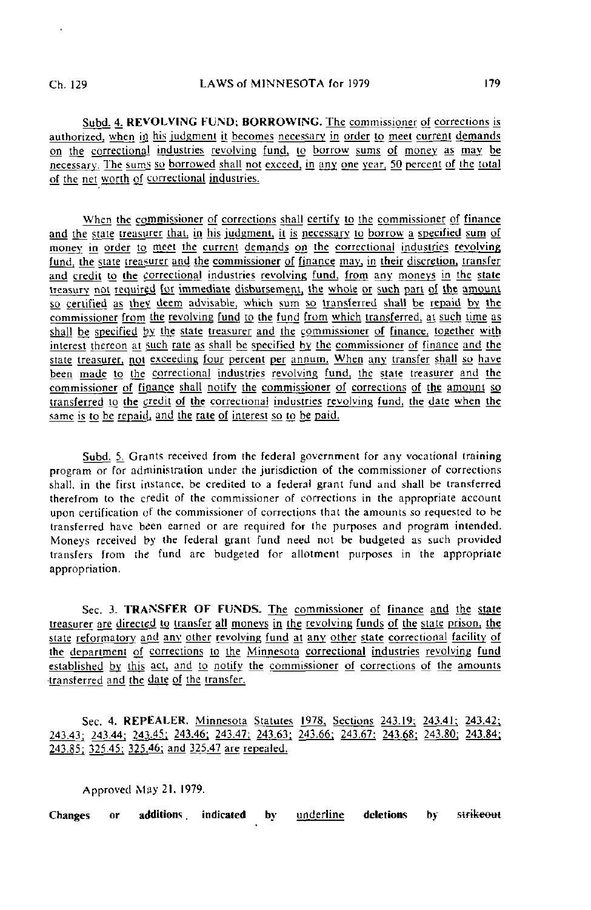Subd. 4. **REVOLVING FUND; BORROWING.** The commissioner of corrections is authorized, when in his judgment it becomes necessary in order to meet current demands on the correctional industries revolving fund, to borrow sums of money as may be necessary. The sums so borrowed shall not exceed, in any one year, 50 percent of the total of the net worth of correctional industries.

When the commissioner of corrections shall certify to the commissioner of finance and the state treasurer that, in his judgment, it is necessary to borrow a specified sum of money in order to meet the current demands on the correctional industries revolving fund, the state treasurer and the commissioner of finance may, in their discretion, transfer and credit to the correctional industries revolving fund, from any moneys in the state treasury not required for immediate disbursement, the whole or such part of the amount so certified as they deem advisable, which sum so transferred shall be repaid by the commissioner from the revolving fund to the fund from which transferred, at such time as shall be specified by the state treasurer and the commissioner of finance, together with interest thereon at such rate as shall be specified by the commissioner of finance and the state treasurer, not exceeding four percent per annum. When any transfer shall so have been made to the correctional industries revolving fund, the state treasurer and the commissioner of finance shall notify the commissioner of corrections of the amount so transferred to the credit of the correctional industries revolving fund, the date when the same is to be repaid, and the rate of interest so to be paid.

Subd. 5. Grants received from the federal government for any vocational training program or for administration under the jurisdiction of the commissioner of corrections shall, in the first instance, be credited to a federal grant fund and shall be transferred therefrom to the credit of the commissioner of corrections in the appropriate account upon certification of the commissioner of corrections that the amounts so requested to be transferred have been earned or are required for the purposes and program intended. Moneys received by the federal grant fund need not be budgeted as such provided transfers from the fund are budgeted for allotment purposes in the appropriate appropriation.

Sec. 3. **TRANSFER OF FUNDS.** The commissioner of finance and the state treasurer are directed to transfer all moneys in the revolving funds of the state prison, the state reformatory and any other revolving fund at any other state correctional facility of the department of corrections to the Minnesota correctional industries revolving fund established by this act, and to notify the commissioner of corrections of the amounts transferred and the date of the transfer.

Sec. 4. **REPEALER.** Minnesota Statutes 1978, Sections 243.19; 243.41; 243.42; 243.43; 243.44; 243.45; 243.46; 243.47; 243.63; 243.66; 243.67; 243.68; 243.80; 243.84; 243.85; 325.45; 325.46; and 325.47 are repealed.

Approved May 21, 1979.

**Changes or additions indicated by** underline **deletions by** ~~strikeout~~